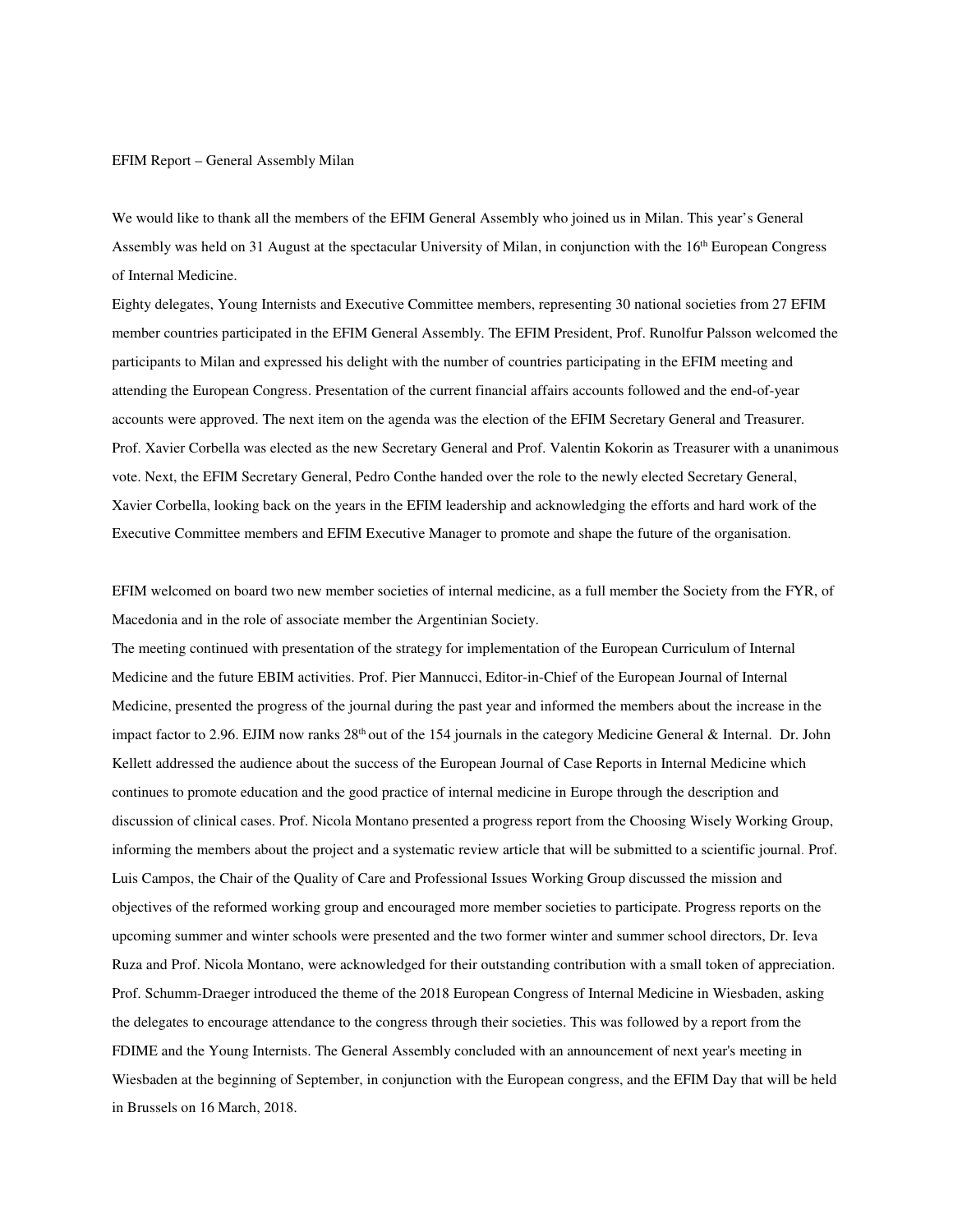EFIM Report – General Assembly Milan

We would like to thank all the members of the EFIM General Assembly who joined us in Milan. This year's General Assembly was held on 31 August at the spectacular University of Milan, in conjunction with the 16th European Congress of Internal Medicine.

Eighty delegates, Young Internists and Executive Committee members, representing 30 national societies from 27 EFIM member countries participated in the EFIM General Assembly. The EFIM President, Prof. Runolfur Palsson welcomed the participants to Milan and expressed his delight with the number of countries participating in the EFIM meeting and attending the European Congress. Presentation of the current financial affairs accounts followed and the end-of-year accounts were approved. The next item on the agenda was the election of the EFIM Secretary General and Treasurer. Prof. Xavier Corbella was elected as the new Secretary General and Prof. Valentin Kokorin as Treasurer with a unanimous vote. Next, the EFIM Secretary General, Pedro Conthe handed over the role to the newly elected Secretary General, Xavier Corbella, looking back on the years in the EFIM leadership and acknowledging the efforts and hard work of the Executive Committee members and EFIM Executive Manager to promote and shape the future of the organisation.

EFIM welcomed on board two new member societies of internal medicine, as a full member the Society from the FYR, of Macedonia and in the role of associate member the Argentinian Society.

The meeting continued with presentation of the strategy for implementation of the European Curriculum of Internal Medicine and the future EBIM activities. Prof. Pier Mannucci, Editor-in-Chief of the European Journal of Internal Medicine, presented the progress of the journal during the past year and informed the members about the increase in the impact factor to 2.96. EJIM now ranks 28th out of the 154 journals in the category Medicine General & Internal. Dr. John Kellett addressed the audience about the success of the European Journal of Case Reports in Internal Medicine which continues to promote education and the good practice of internal medicine in Europe through the description and discussion of clinical cases. Prof. Nicola Montano presented a progress report from the Choosing Wisely Working Group, informing the members about the project and a systematic review article that will be submitted to a scientific journal. Prof. Luis Campos, the Chair of the Quality of Care and Professional Issues Working Group discussed the mission and objectives of the reformed working group and encouraged more member societies to participate. Progress reports on the upcoming summer and winter schools were presented and the two former winter and summer school directors, Dr. Ieva Ruza and Prof. Nicola Montano, were acknowledged for their outstanding contribution with a small token of appreciation. Prof. Schumm-Draeger introduced the theme of the 2018 European Congress of Internal Medicine in Wiesbaden, asking the delegates to encourage attendance to the congress through their societies. This was followed by a report from the FDIME and the Young Internists. The General Assembly concluded with an announcement of next year's meeting in Wiesbaden at the beginning of September, in conjunction with the European congress, and the EFIM Day that will be held in Brussels on 16 March, 2018.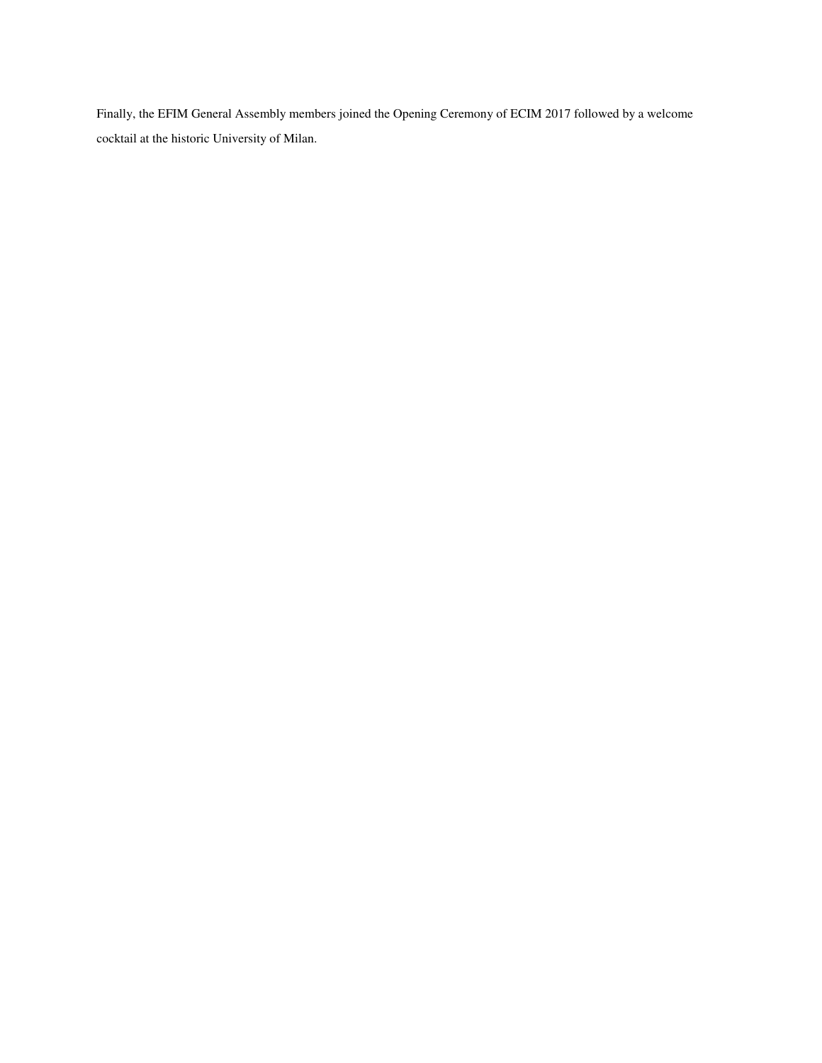Finally, the EFIM General Assembly members joined the Opening Ceremony of ECIM 2017 followed by a welcome cocktail at the historic University of Milan.